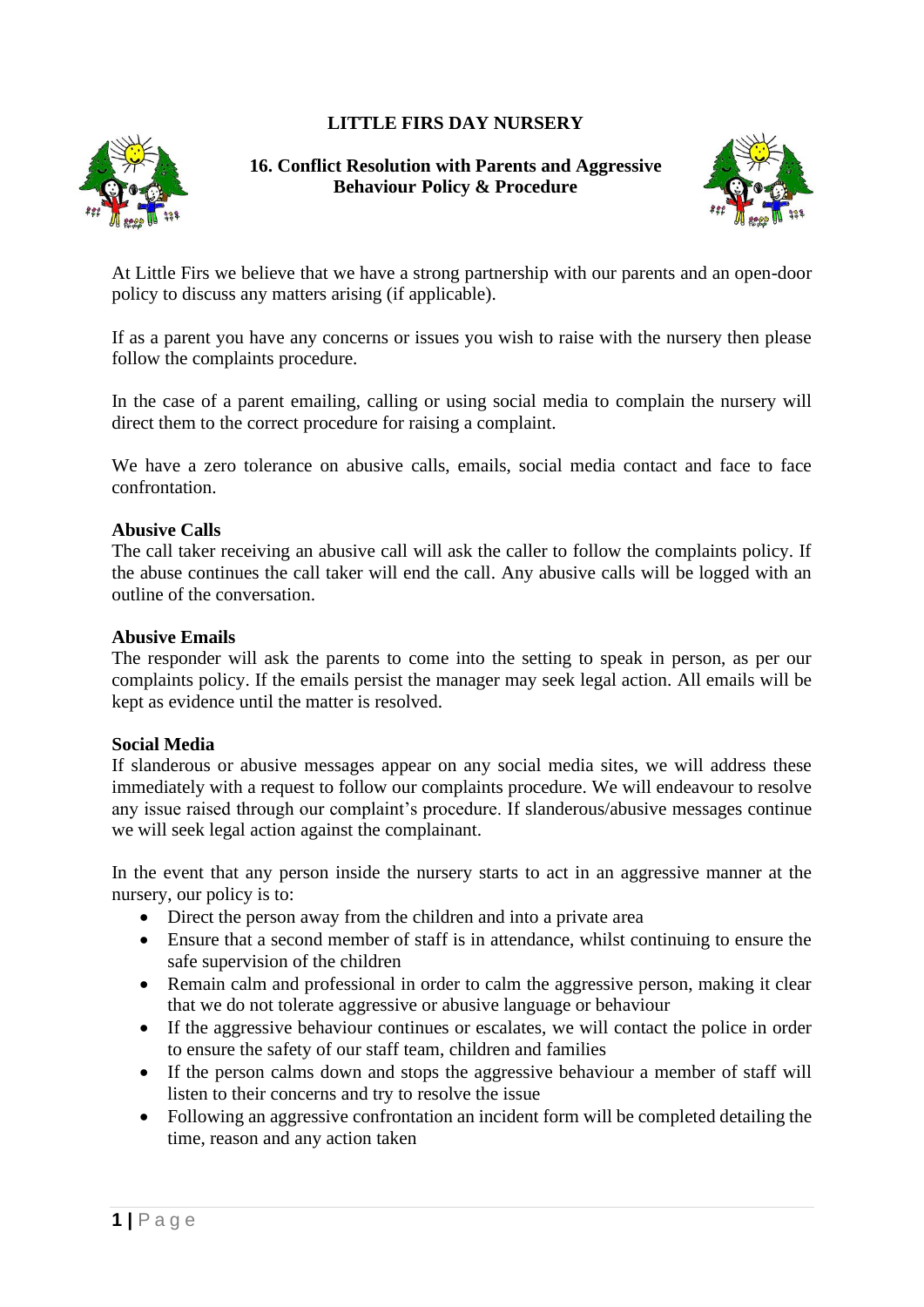# LITTLE FIRS DAY NURSERY

## 16. Conflict Resolution with Parents and Aggressive Behaviour Policy & Procedure

At Little Firs we believe that we have a strong partnership with our parents and an open-door policy to discuss any matters arising (if applicable).

If as a parent you have any concerns or issues you wish to raise with the nursery then please follow the complaints procedure.

In the case of a parent emailing, calling or using social media to complain the nursery will direct them to the correct procedure for raising a complaint.

We have a zero tolerance on abusive calls, emails, social media contact and face to face confrontation.

**Abusive Calls**
The call taker receiving an abusive call will ask the caller to follow the complaints policy. If the abuse continues the call taker will end the call. Any abusive calls will be logged with an outline of the conversation.

**Abusive Emails**
The responder will ask the parents to come into the setting to speak in person, as per our complaints policy. If the emails persist the manager may seek legal action. All emails will be kept as evidence until the matter is resolved.

**Social Media**
If slanderous or abusive messages appear on any social media sites, we will address these immediately with a request to follow our complaints procedure. We will endeavour to resolve any issue raised through our complaint's procedure. If slanderous/abusive messages continue we will seek legal action against the complainant.

In the event that any person inside the nursery starts to act in an aggressive manner at the nursery, our policy is to:

- Direct the person away from the children and into a private area
- Ensure that a second member of staff is in attendance, whilst continuing to ensure the safe supervision of the children
- Remain calm and professional in order to calm the aggressive person, making it clear that we do not tolerate aggressive or abusive language or behaviour
- If the aggressive behaviour continues or escalates, we will contact the police in order to ensure the safety of our staff team, children and families
- If the person calms down and stops the aggressive behaviour a member of staff will listen to their concerns and try to resolve the issue
- Following an aggressive confrontation an incident form will be completed detailing the time, reason and any action taken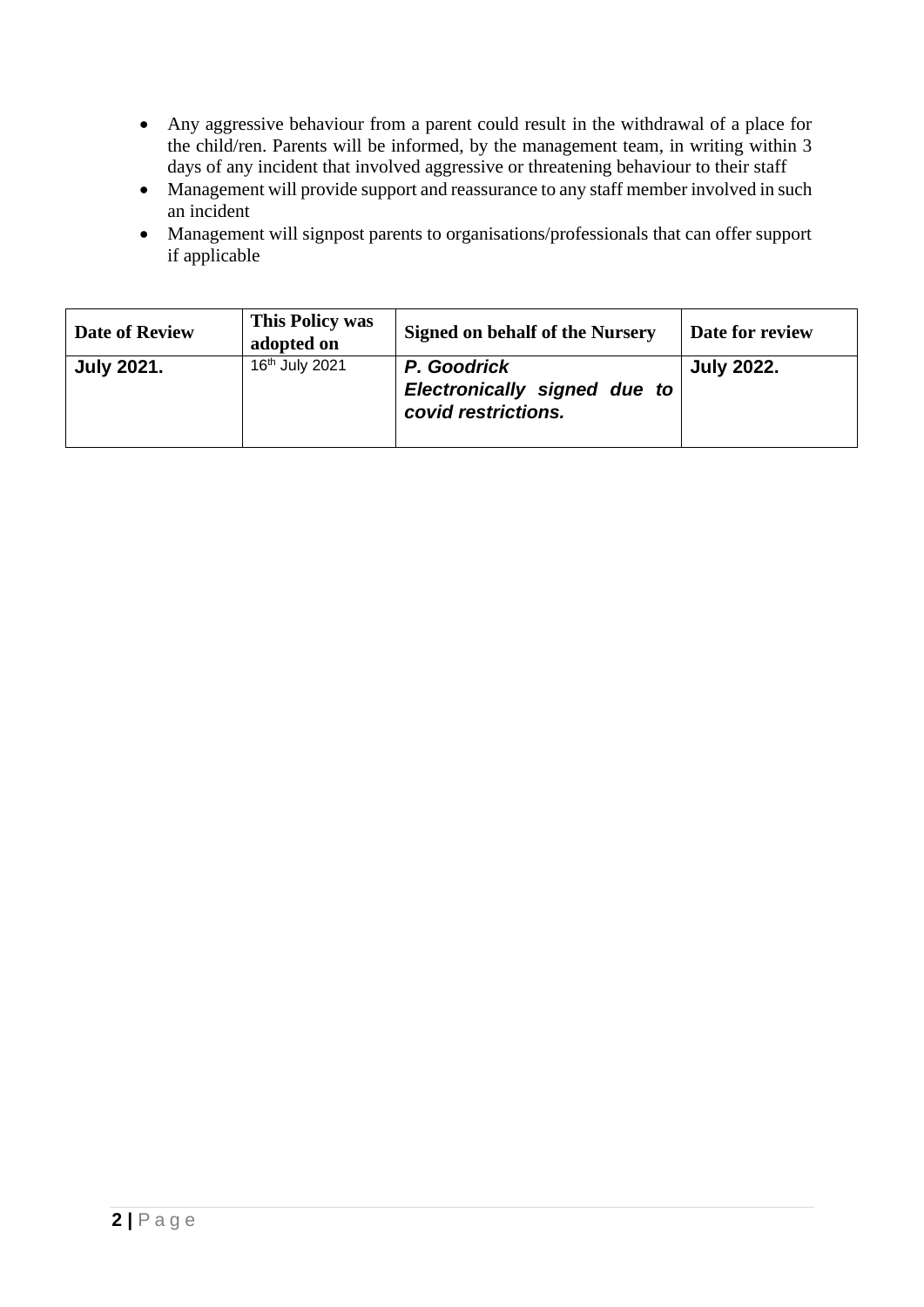- Any aggressive behaviour from a parent could result in the withdrawal of a place for the child/ren. Parents will be informed, by the management team, in writing within 3 days of any incident that involved aggressive or threatening behaviour to their staff
- Management will provide support and reassurance to any staff member involved in such an incident
- Management will signpost parents to organisations/professionals that can offer support if applicable

| Date of Review | This Policy was adopted on | Signed on behalf of the Nursery | Date for review |
|---|---|---|---|
| **July 2021.** | 16th July 2021 | ***P. Goodrick Electronically signed due to covid restrictions.*** | **July 2022.** |